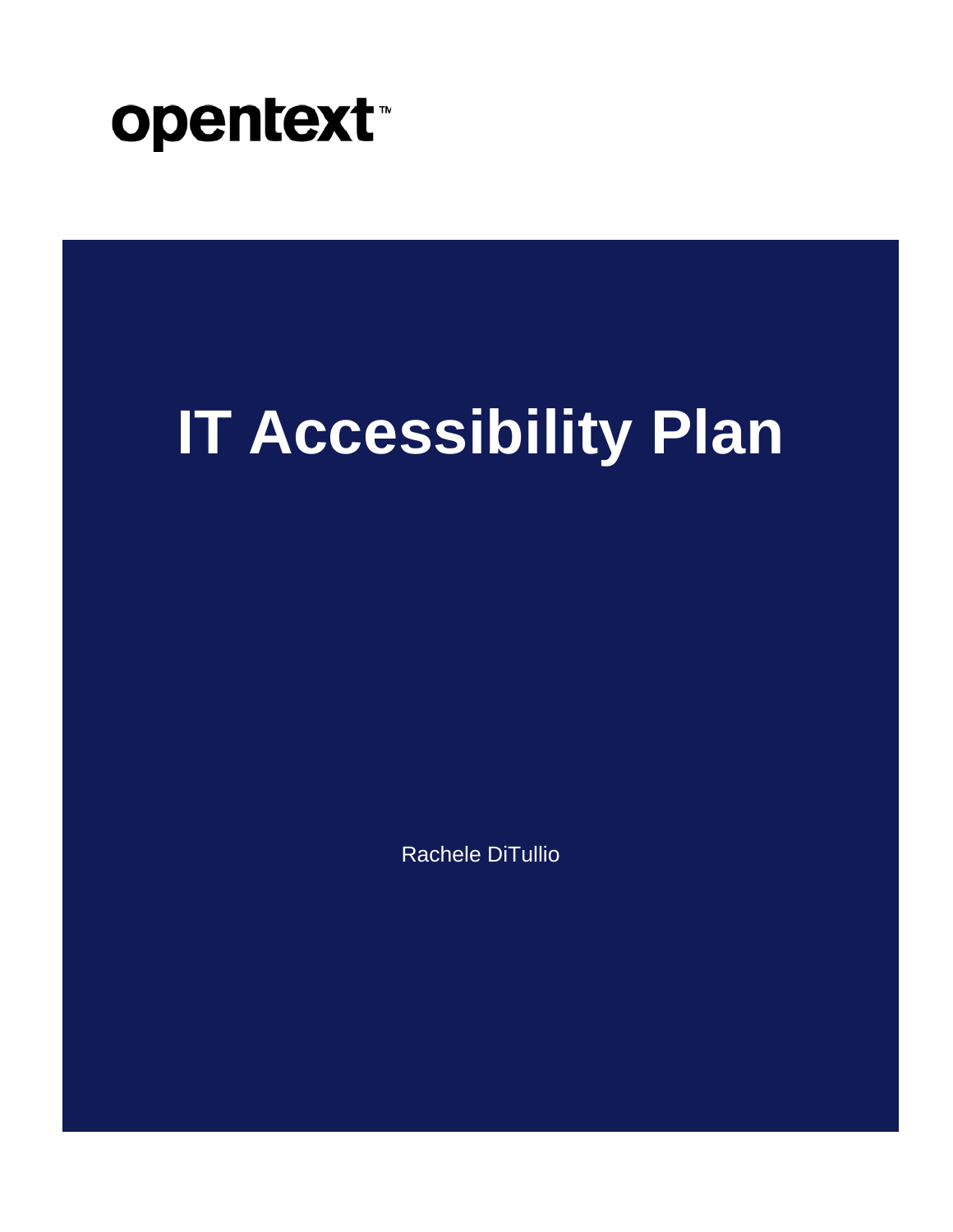opentext™

# IT Accessibility Plan

Rachele DiTullio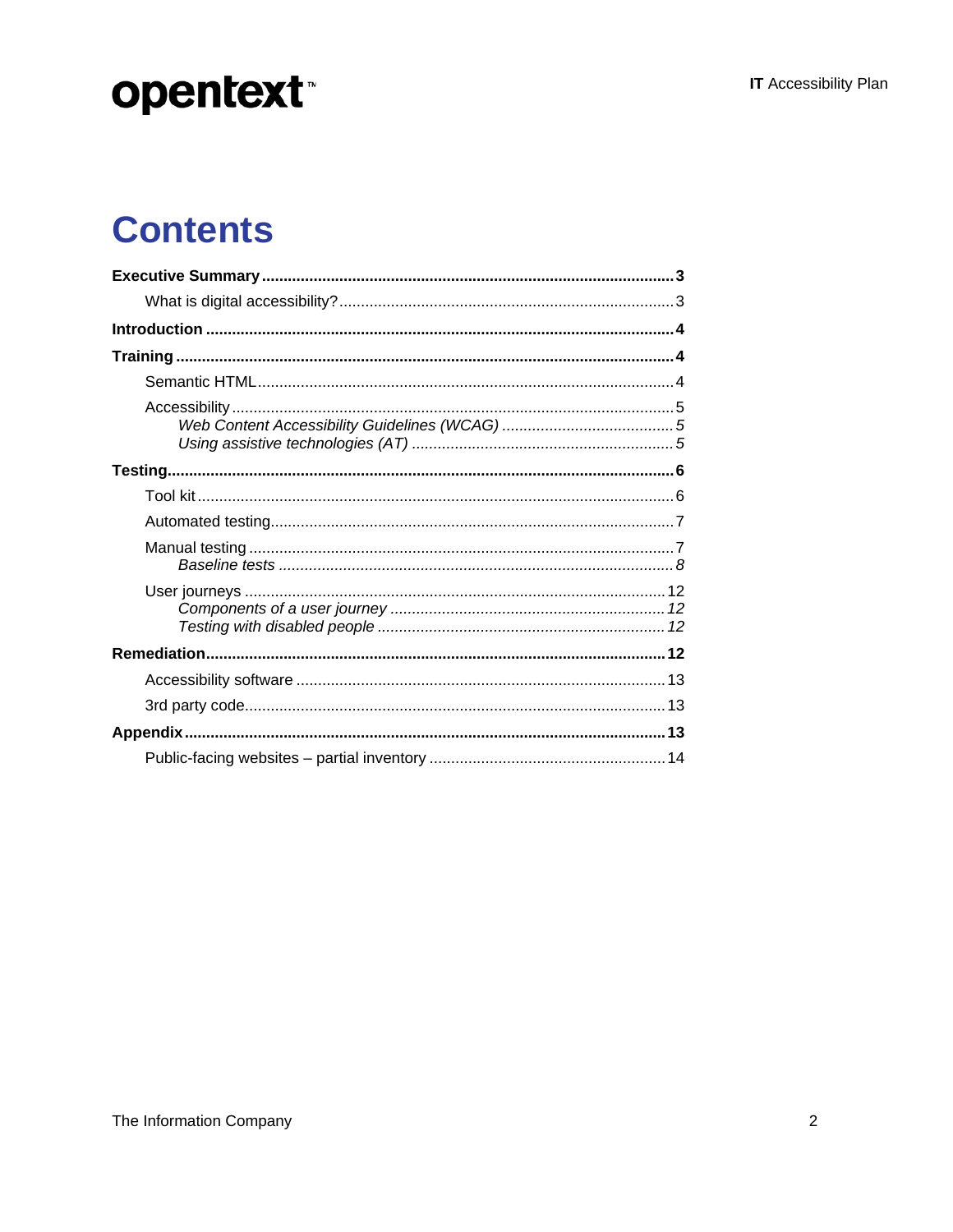# Contents

**Executive Summary** ............................................................ **3**

- What is digital accessibility? ............................................ 3

**Introduction** ............................................................ **4**

**Training** ............................................................ **4**

- Semantic HTML ............................................................ 4
- Accessibility ............................................................ 5
  - *Web Content Accessibility Guidelines (WCAG)* ............................ *5*
  - *Using assistive technologies (AT)* ..................................... *5*

**Testing** ............................................................ **6**

- Tool kit ............................................................ 6
- Automated testing ............................................................ 7
- Manual testing ............................................................ 7
  - *Baseline tests* ............................................................ *8*
- User journeys ............................................................ 12
  - *Components of a user journey* ............................................ *12*
  - *Testing with disabled people* ............................................ *12*

**Remediation** ............................................................ **12**

- Accessibility software ............................................................ 13
- 3rd party code ............................................................ 13

**Appendix** ............................................................ **13**

- Public-facing websites – partial inventory ..................................... 14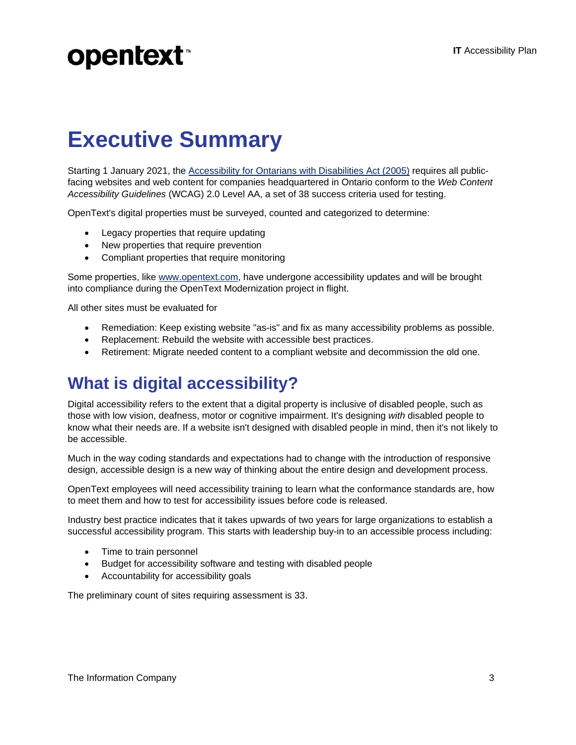# Executive Summary

Starting 1 January 2021, the [Accessibility for Ontarians with Disabilities Act (2005)]() requires all public-facing websites and web content for companies headquartered in Ontario conform to the *Web Content Accessibility Guidelines* (WCAG) 2.0 Level AA, a set of 38 success criteria used for testing.

OpenText's digital properties must be surveyed, counted and categorized to determine:

- Legacy properties that require updating
- New properties that require prevention
- Compliant properties that require monitoring

Some properties, like [www.opentext.com](), have undergone accessibility updates and will be brought into compliance during the OpenText Modernization project in flight.

All other sites must be evaluated for

- Remediation: Keep existing website "as-is" and fix as many accessibility problems as possible.
- Replacement: Rebuild the website with accessible best practices.
- Retirement: Migrate needed content to a compliant website and decommission the old one.

## What is digital accessibility?

Digital accessibility refers to the extent that a digital property is inclusive of disabled people, such as those with low vision, deafness, motor or cognitive impairment. It's designing *with* disabled people to know what their needs are. If a website isn't designed with disabled people in mind, then it's not likely to be accessible.

Much in the way coding standards and expectations had to change with the introduction of responsive design, accessible design is a new way of thinking about the entire design and development process.

OpenText employees will need accessibility training to learn what the conformance standards are, how to meet them and how to test for accessibility issues before code is released.

Industry best practice indicates that it takes upwards of two years for large organizations to establish a successful accessibility program. This starts with leadership buy-in to an accessible process including:

- Time to train personnel
- Budget for accessibility software and testing with disabled people
- Accountability for accessibility goals

The preliminary count of sites requiring assessment is 33.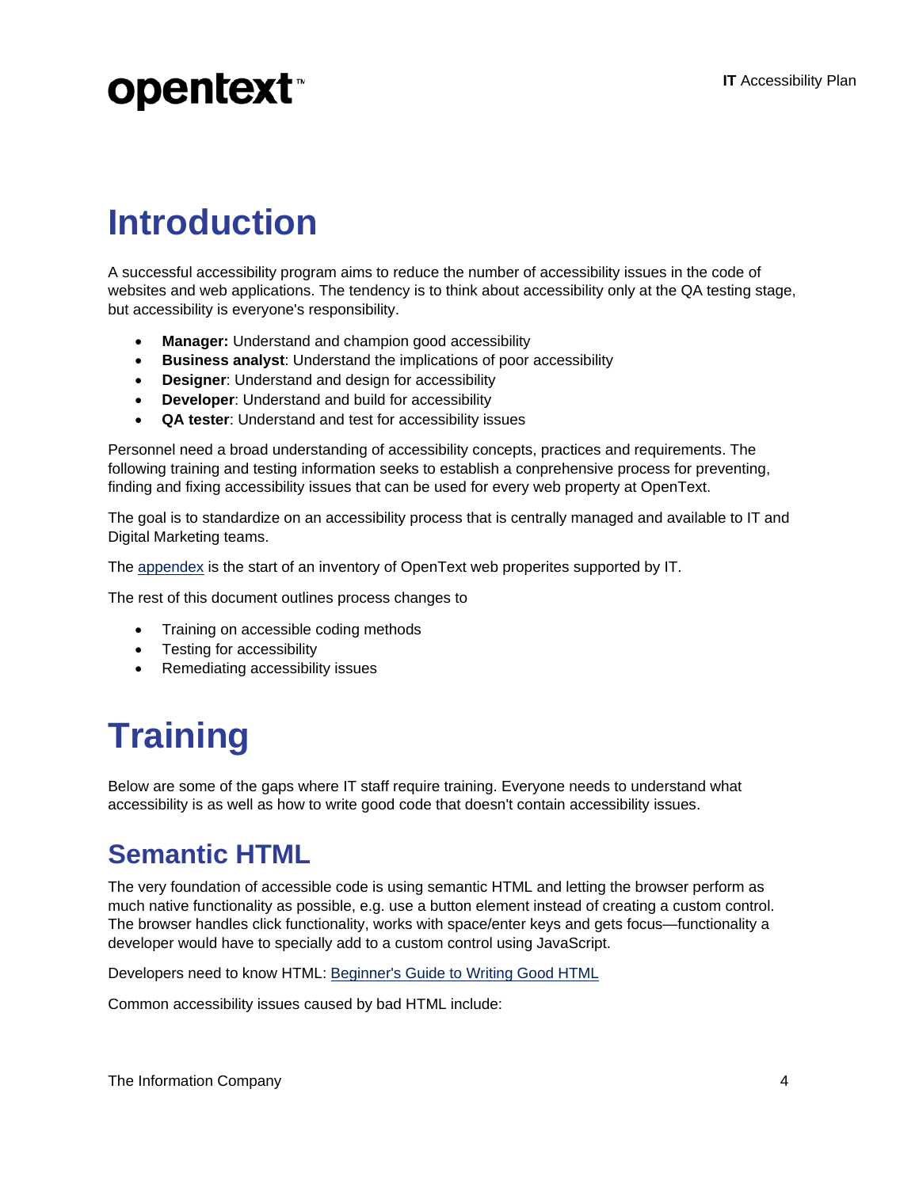# Introduction

A successful accessibility program aims to reduce the number of accessibility issues in the code of websites and web applications. The tendency is to think about accessibility only at the QA testing stage, but accessibility is everyone's responsibility.

- **Manager:** Understand and champion good accessibility
- **Business analyst**: Understand the implications of poor accessibility
- **Designer**: Understand and design for accessibility
- **Developer**: Understand and build for accessibility
- **QA tester**: Understand and test for accessibility issues

Personnel need a broad understanding of accessibility concepts, practices and requirements. The following training and testing information seeks to establish a conprehensive process for preventing, finding and fixing accessibility issues that can be used for every web property at OpenText.

The goal is to standardize on an accessibility process that is centrally managed and available to IT and Digital Marketing teams.

The [appendix](#) is the start of an inventory of OpenText web properites supported by IT.

The rest of this document outlines process changes to

- Training on accessible coding methods
- Testing for accessibility
- Remediating accessibility issues

# Training

Below are some of the gaps where IT staff require training. Everyone needs to understand what accessibility is as well as how to write good code that doesn't contain accessibility issues.

## Semantic HTML

The very foundation of accessible code is using semantic HTML and letting the browser perform as much native functionality as possible, e.g. use a button element instead of creating a custom control. The browser handles click functionality, works with space/enter keys and gets focus—functionality a developer would have to specially add to a custom control using JavaScript.

Developers need to know HTML: [Beginner's Guide to Writing Good HTML](#)

Common accessibility issues caused by bad HTML include: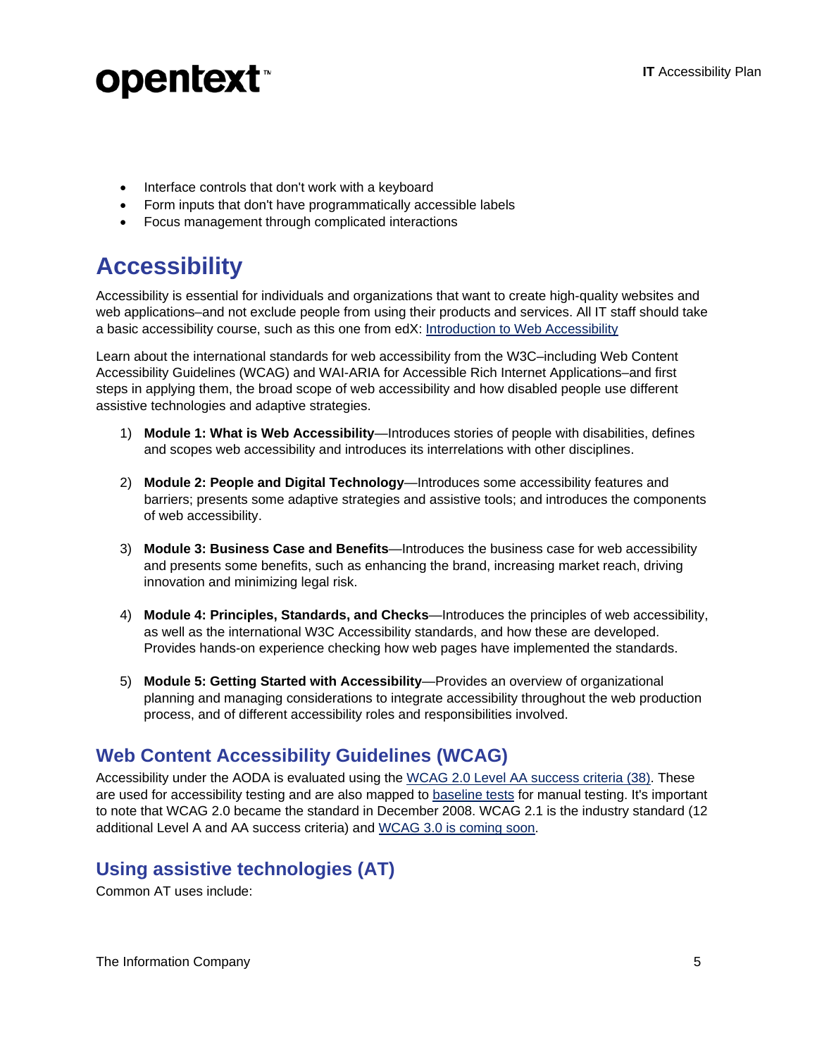- Interface controls that don't work with a keyboard
- Form inputs that don't have programmatically accessible labels
- Focus management through complicated interactions

# Accessibility

Accessibility is essential for individuals and organizations that want to create high-quality websites and web applications–and not exclude people from using their products and services. All IT staff should take a basic accessibility course, such as this one from edX: [Introduction to Web Accessibility]

Learn about the international standards for web accessibility from the W3C–including Web Content Accessibility Guidelines (WCAG) and WAI-ARIA for Accessible Rich Internet Applications–and first steps in applying them, the broad scope of web accessibility and how disabled people use different assistive technologies and adaptive strategies.

1) **Module 1: What is Web Accessibility**—Introduces stories of people with disabilities, defines and scopes web accessibility and introduces its interrelations with other disciplines.

2) **Module 2: People and Digital Technology**—Introduces some accessibility features and barriers; presents some adaptive strategies and assistive tools; and introduces the components of web accessibility.

3) **Module 3: Business Case and Benefits**—Introduces the business case for web accessibility and presents some benefits, such as enhancing the brand, increasing market reach, driving innovation and minimizing legal risk.

4) **Module 4: Principles, Standards, and Checks**—Introduces the principles of web accessibility, as well as the international W3C Accessibility standards, and how these are developed. Provides hands-on experience checking how web pages have implemented the standards.

5) **Module 5: Getting Started with Accessibility**—Provides an overview of organizational planning and managing considerations to integrate accessibility throughout the web production process, and of different accessibility roles and responsibilities involved.

## Web Content Accessibility Guidelines (WCAG)

Accessibility under the AODA is evaluated using the WCAG 2.0 Level AA success criteria (38). These are used for accessibility testing and are also mapped to baseline tests for manual testing. It's important to note that WCAG 2.0 became the standard in December 2008. WCAG 2.1 is the industry standard (12 additional Level A and AA success criteria) and WCAG 3.0 is coming soon.

## Using assistive technologies (AT)

Common AT uses include: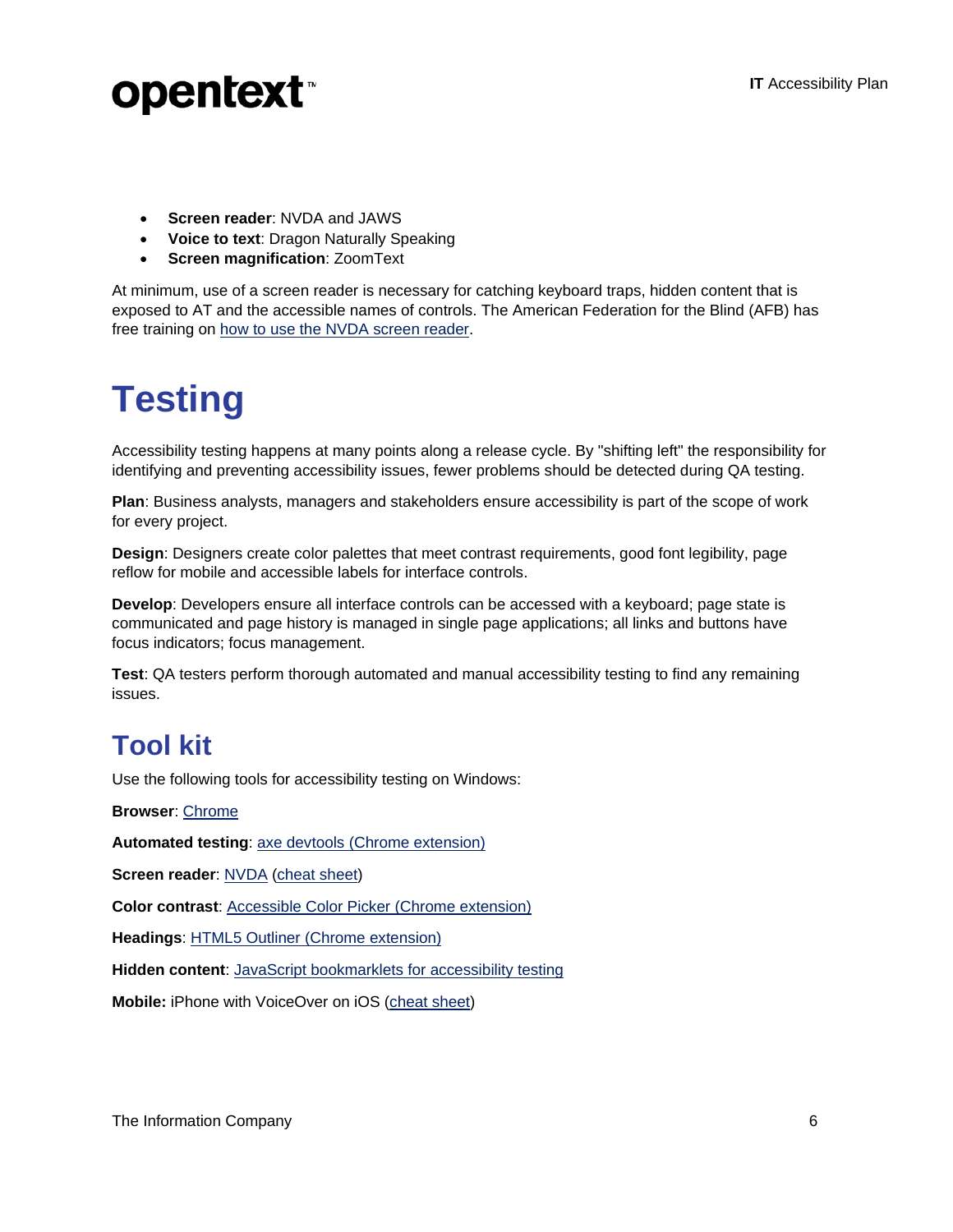- **Screen reader**: NVDA and JAWS
- **Voice to text**: Dragon Naturally Speaking
- **Screen magnification**: ZoomText

At minimum, use of a screen reader is necessary for catching keyboard traps, hidden content that is exposed to AT and the accessible names of controls. The American Federation for the Blind (AFB) has free training on how to use the NVDA screen reader.

# Testing

Accessibility testing happens at many points along a release cycle. By "shifting left" the responsibility for identifying and preventing accessibility issues, fewer problems should be detected during QA testing.

**Plan**: Business analysts, managers and stakeholders ensure accessibility is part of the scope of work for every project.

**Design**: Designers create color palettes that meet contrast requirements, good font legibility, page reflow for mobile and accessible labels for interface controls.

**Develop**: Developers ensure all interface controls can be accessed with a keyboard; page state is communicated and page history is managed in single page applications; all links and buttons have focus indicators; focus management.

**Test**: QA testers perform thorough automated and manual accessibility testing to find any remaining issues.

## Tool kit

Use the following tools for accessibility testing on Windows:

**Browser**: Chrome

**Automated testing**: axe devtools (Chrome extension)

**Screen reader**: NVDA (cheat sheet)

**Color contrast**: Accessible Color Picker (Chrome extension)

**Headings**: HTML5 Outliner (Chrome extension)

**Hidden content**: JavaScript bookmarklets for accessibility testing

**Mobile:** iPhone with VoiceOver on iOS (cheat sheet)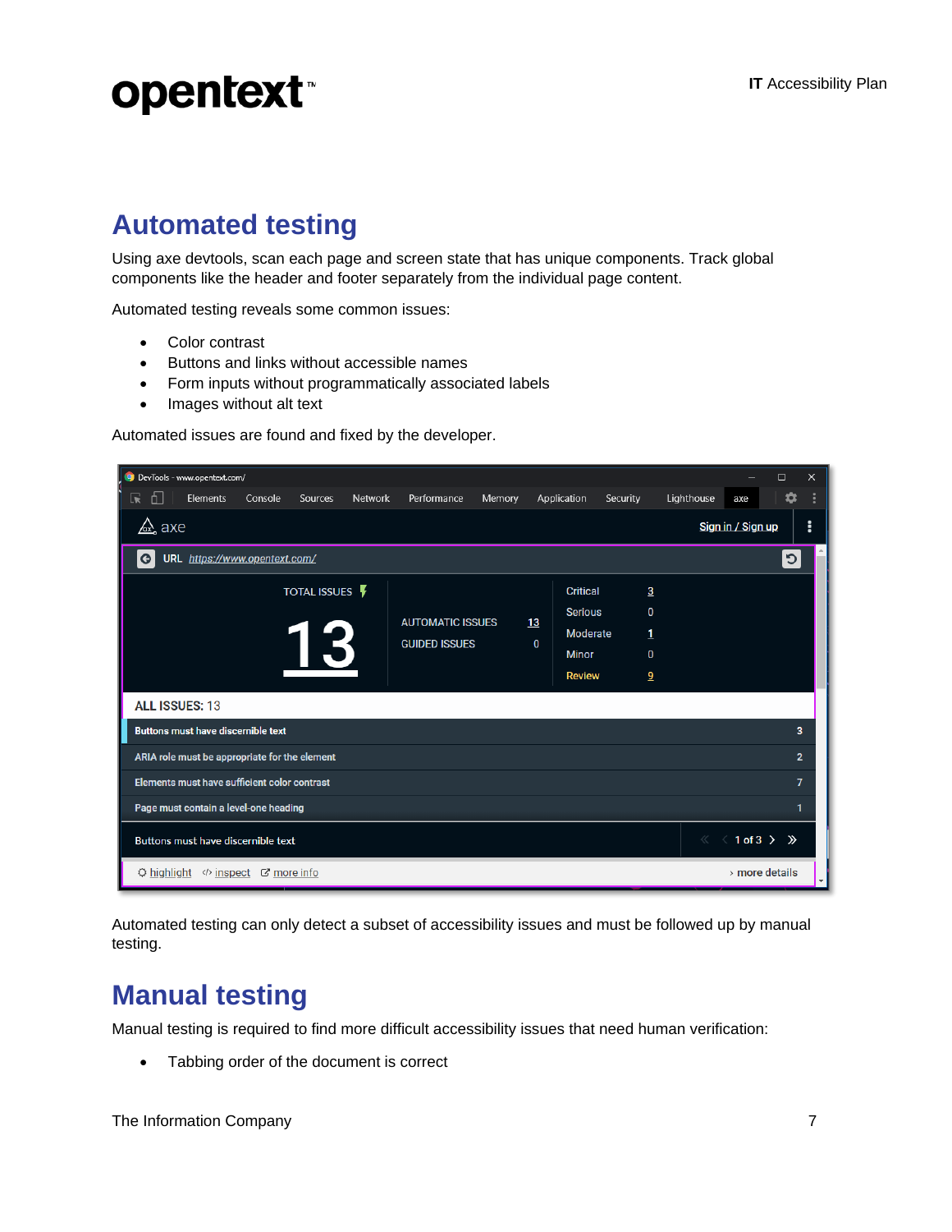# Automated testing

Using axe devtools, scan each page and screen state that has unique components. Track global components like the header and footer separately from the individual page content.

Automated testing reveals some common issues:

- Color contrast
- Buttons and links without accessible names
- Form inputs without programmatically associated labels
- Images without alt text

Automated issues are found and fixed by the developer.

Automated testing can only detect a subset of accessibility issues and must be followed up by manual testing.

# Manual testing

Manual testing is required to find more difficult accessibility issues that need human verification:

- Tabbing order of the document is correct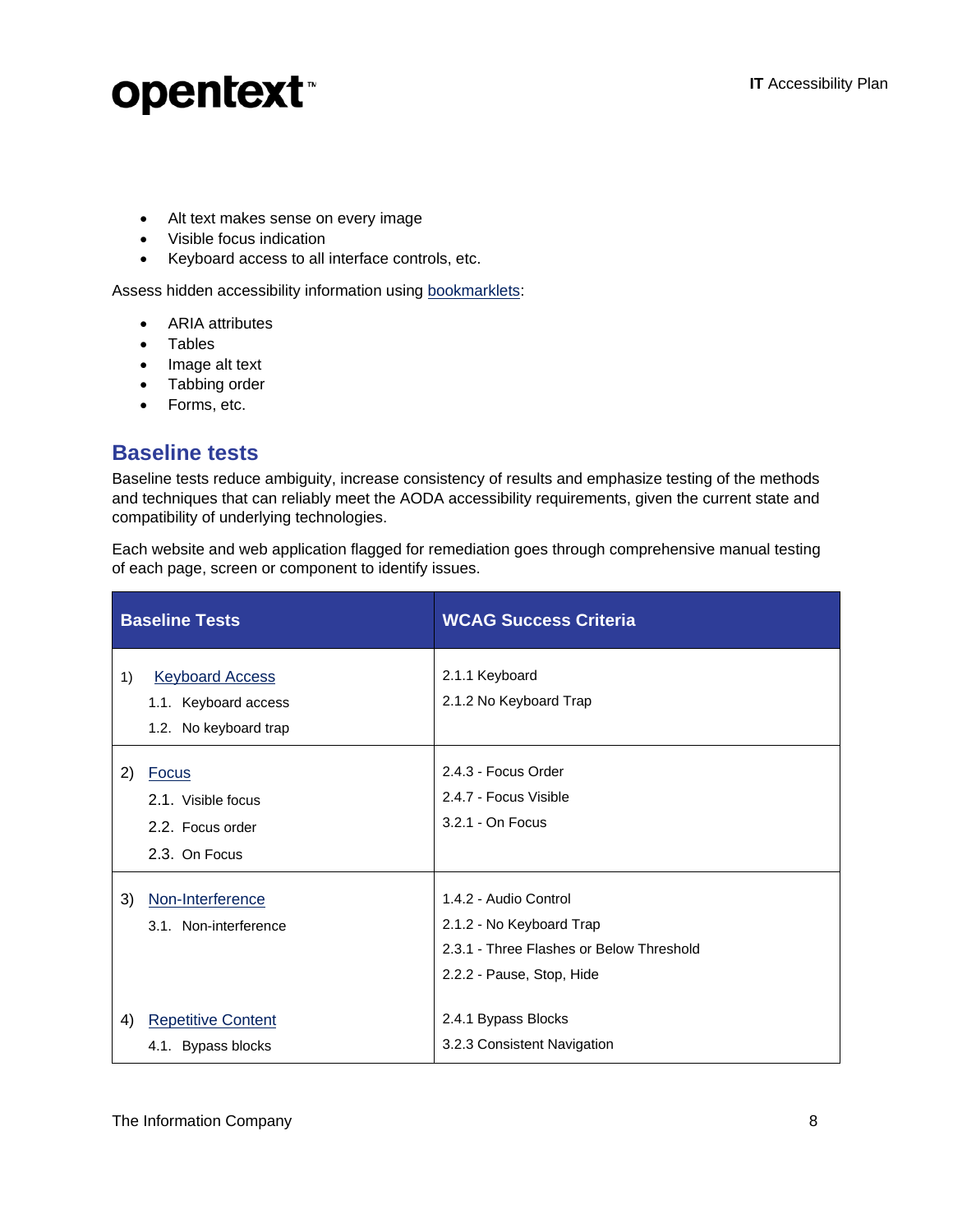- Alt text makes sense on every image
- Visible focus indication
- Keyboard access to all interface controls, etc.

Assess hidden accessibility information using bookmarklets:

- ARIA attributes
- Tables
- Image alt text
- Tabbing order
- Forms, etc.

## Baseline tests

Baseline tests reduce ambiguity, increase consistency of results and emphasize testing of the methods and techniques that can reliably meet the AODA accessibility requirements, given the current state and compatibility of underlying technologies.

Each website and web application flagged for remediation goes through comprehensive manual testing of each page, screen or component to identify issues.

| Baseline Tests | WCAG Success Criteria |
|---|---|
| 1) Keyboard Access<br>1.1. Keyboard access<br>1.2. No keyboard trap | 2.1.1 Keyboard<br>2.1.2 No Keyboard Trap |
| 2) Focus<br>2.1. Visible focus<br>2.2. Focus order<br>2.3. On Focus | 2.4.3 - Focus Order<br>2.4.7 - Focus Visible<br>3.2.1 - On Focus |
| 3) Non-Interference<br>3.1. Non-interference | 1.4.2 - Audio Control<br>2.1.2 - No Keyboard Trap<br>2.3.1 - Three Flashes or Below Threshold<br>2.2.2 - Pause, Stop, Hide |
| 4) Repetitive Content<br>4.1. Bypass blocks | 2.4.1 Bypass Blocks<br>3.2.3 Consistent Navigation |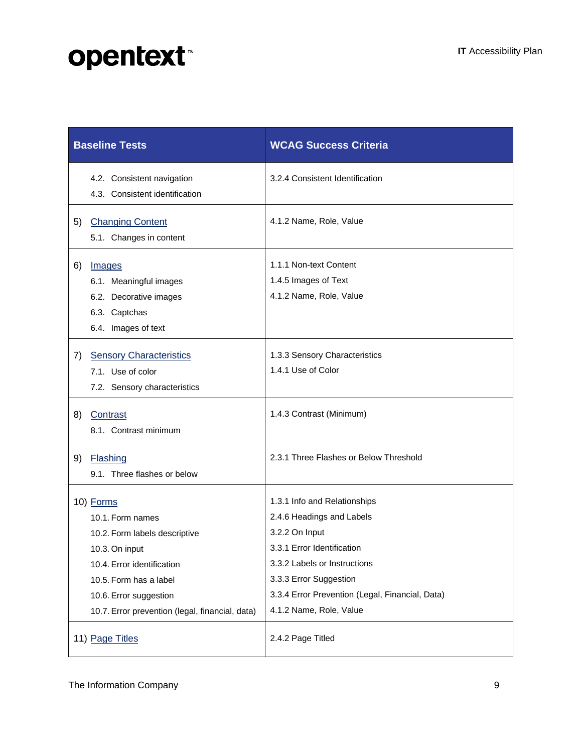| Baseline Tests | WCAG Success Criteria |
|---|---|
| 4.2. Consistent navigation<br>4.3. Consistent identification | 3.2.4 Consistent Identification |
| 5) Changing Content<br>5.1. Changes in content | 4.1.2 Name, Role, Value |
| 6) Images<br>6.1. Meaningful images<br>6.2. Decorative images<br>6.3. Captchas<br>6.4. Images of text | 1.1.1 Non-text Content<br>1.4.5 Images of Text<br>4.1.2 Name, Role, Value |
| 7) Sensory Characteristics<br>7.1. Use of color<br>7.2. Sensory characteristics | 1.3.3 Sensory Characteristics<br>1.4.1 Use of Color |
| 8) Contrast<br>8.1. Contrast minimum<br><br>9) Flashing<br>9.1. Three flashes or below | 1.4.3 Contrast (Minimum)<br><br>2.3.1 Three Flashes or Below Threshold |
| 10) Forms<br>10.1. Form names<br>10.2. Form labels descriptive<br>10.3. On input<br>10.4. Error identification<br>10.5. Form has a label<br>10.6. Error suggestion<br>10.7. Error prevention (legal, financial, data) | 1.3.1 Info and Relationships<br>2.4.6 Headings and Labels<br>3.2.2 On Input<br>3.3.1 Error Identification<br>3.3.2 Labels or Instructions<br>3.3.3 Error Suggestion<br>3.3.4 Error Prevention (Legal, Financial, Data)<br>4.1.2 Name, Role, Value |
| 11) Page Titles | 2.4.2 Page Titled |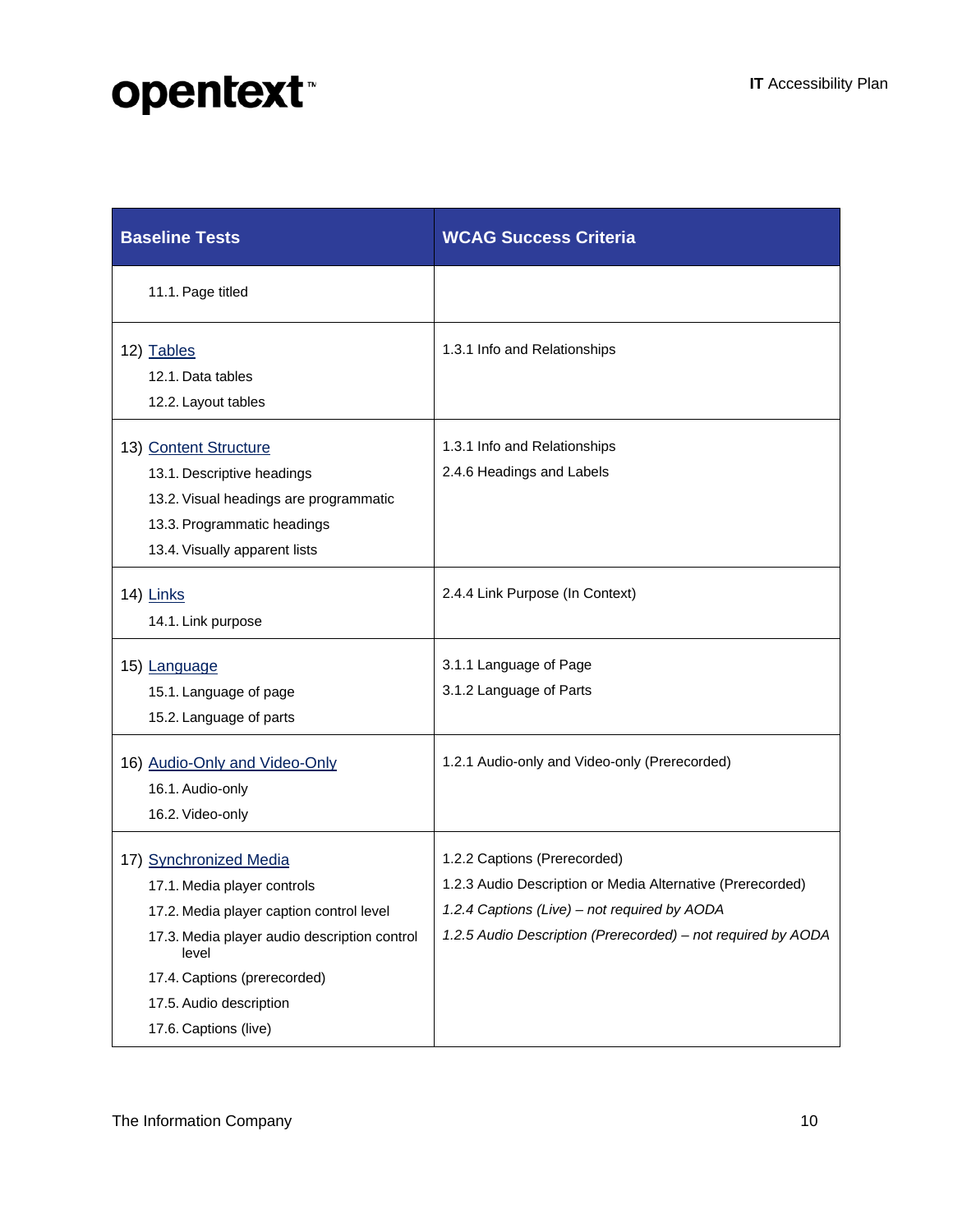| Baseline Tests | WCAG Success Criteria |
|---|---|
| 11.1. Page titled | |
| 12) Tables<br>12.1. Data tables<br>12.2. Layout tables | 1.3.1 Info and Relationships |
| 13) Content Structure<br>13.1. Descriptive headings<br>13.2. Visual headings are programmatic<br>13.3. Programmatic headings<br>13.4. Visually apparent lists | 1.3.1 Info and Relationships<br>2.4.6 Headings and Labels |
| 14) Links<br>14.1. Link purpose | 2.4.4 Link Purpose (In Context) |
| 15) Language<br>15.1. Language of page<br>15.2. Language of parts | 3.1.1 Language of Page<br>3.1.2 Language of Parts |
| 16) Audio-Only and Video-Only<br>16.1. Audio-only<br>16.2. Video-only | 1.2.1 Audio-only and Video-only (Prerecorded) |
| 17) Synchronized Media<br>17.1. Media player controls<br>17.2. Media player caption control level<br>17.3. Media player audio description control level<br>17.4. Captions (prerecorded)<br>17.5. Audio description<br>17.6. Captions (live) | 1.2.2 Captions (Prerecorded)<br>1.2.3 Audio Description or Media Alternative (Prerecorded)<br>*1.2.4 Captions (Live) – not required by AODA*<br>*1.2.5 Audio Description (Prerecorded) – not required by AODA* |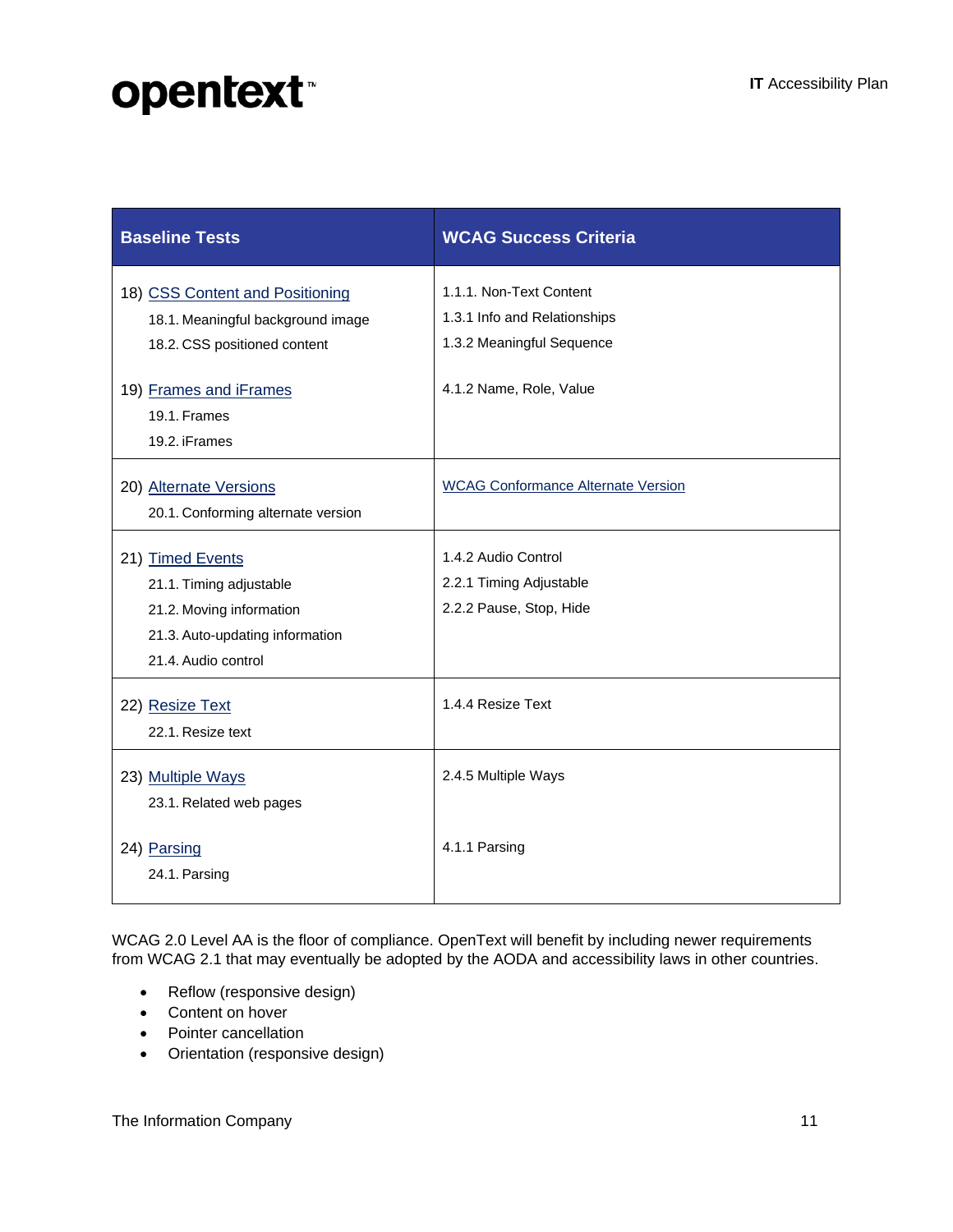| Baseline Tests | WCAG Success Criteria |
|---|---|
| 18) CSS Content and Positioning<br>18.1. Meaningful background image<br>18.2. CSS positioned content | 1.1.1. Non-Text Content<br>1.3.1 Info and Relationships<br>1.3.2 Meaningful Sequence |
| 19) Frames and iFrames<br>19.1. Frames<br>19.2. iFrames | 4.1.2 Name, Role, Value |
| 20) Alternate Versions<br>20.1. Conforming alternate version | WCAG Conformance Alternate Version |
| 21) Timed Events<br>21.1. Timing adjustable<br>21.2. Moving information<br>21.3. Auto-updating information<br>21.4. Audio control | 1.4.2 Audio Control<br>2.2.1 Timing Adjustable<br>2.2.2 Pause, Stop, Hide |
| 22) Resize Text<br>22.1. Resize text | 1.4.4 Resize Text |
| 23) Multiple Ways<br>23.1. Related web pages | 2.4.5 Multiple Ways |
| 24) Parsing<br>24.1. Parsing | 4.1.1 Parsing |

WCAG 2.0 Level AA is the floor of compliance. OpenText will benefit by including newer requirements from WCAG 2.1 that may eventually be adopted by the AODA and accessibility laws in other countries.

- Reflow (responsive design)
- Content on hover
- Pointer cancellation
- Orientation (responsive design)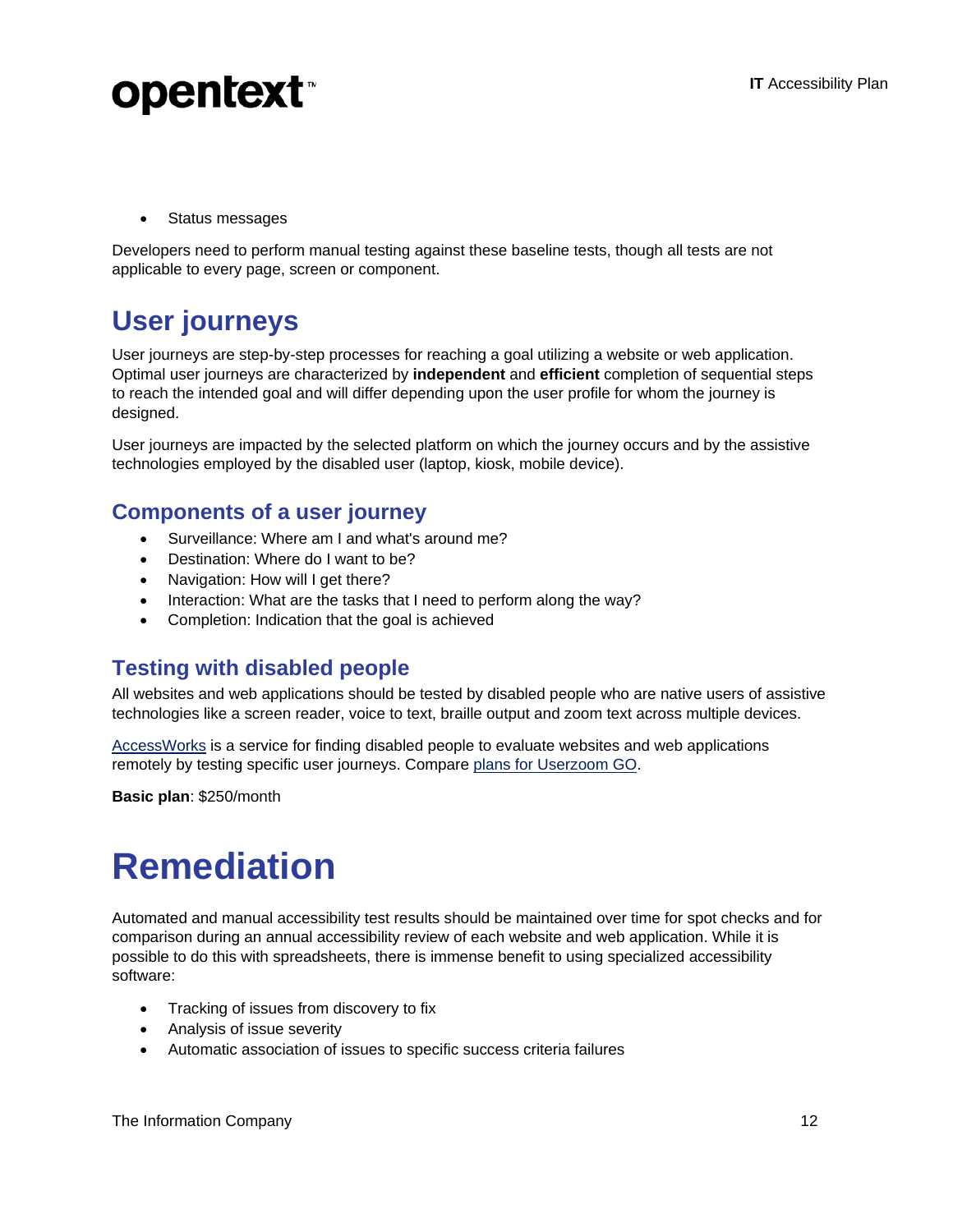- Status messages

Developers need to perform manual testing against these baseline tests, though all tests are not applicable to every page, screen or component.

## User journeys

User journeys are step-by-step processes for reaching a goal utilizing a website or web application. Optimal user journeys are characterized by **independent** and **efficient** completion of sequential steps to reach the intended goal and will differ depending upon the user profile for whom the journey is designed.

User journeys are impacted by the selected platform on which the journey occurs and by the assistive technologies employed by the disabled user (laptop, kiosk, mobile device).

### Components of a user journey

- Surveillance: Where am I and what's around me?
- Destination: Where do I want to be?
- Navigation: How will I get there?
- Interaction: What are the tasks that I need to perform along the way?
- Completion: Indication that the goal is achieved

### Testing with disabled people

All websites and web applications should be tested by disabled people who are native users of assistive technologies like a screen reader, voice to text, braille output and zoom text across multiple devices.

AccessWorks is a service for finding disabled people to evaluate websites and web applications remotely by testing specific user journeys. Compare plans for Userzoom GO.

**Basic plan**: $250/month

# Remediation

Automated and manual accessibility test results should be maintained over time for spot checks and for comparison during an annual accessibility review of each website and web application. While it is possible to do this with spreadsheets, there is immense benefit to using specialized accessibility software:

- Tracking of issues from discovery to fix
- Analysis of issue severity
- Automatic association of issues to specific success criteria failures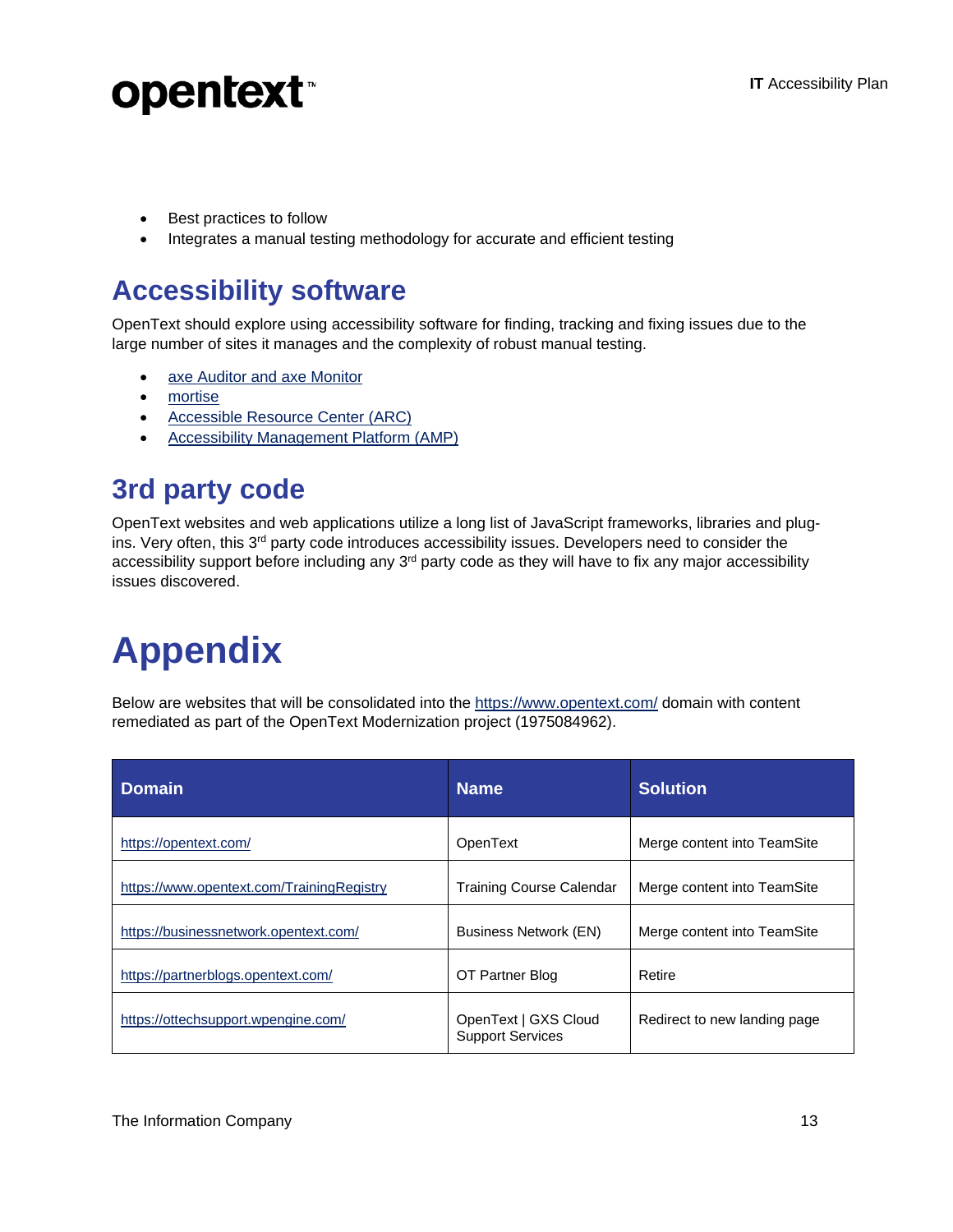- Best practices to follow
- Integrates a manual testing methodology for accurate and efficient testing

## Accessibility software

OpenText should explore using accessibility software for finding, tracking and fixing issues due to the large number of sites it manages and the complexity of robust manual testing.

- axe Auditor and axe Monitor
- mortise
- Accessible Resource Center (ARC)
- Accessibility Management Platform (AMP)

## 3rd party code

OpenText websites and web applications utilize a long list of JavaScript frameworks, libraries and plug-ins. Very often, this 3rd party code introduces accessibility issues. Developers need to consider the accessibility support before including any 3rd party code as they will have to fix any major accessibility issues discovered.

# Appendix

Below are websites that will be consolidated into the https://www.opentext.com/ domain with content remediated as part of the OpenText Modernization project (1975084962).

| Domain | Name | Solution |
|---|---|---|
| https://opentext.com/ | OpenText | Merge content into TeamSite |
| https://www.opentext.com/TrainingRegistry | Training Course Calendar | Merge content into TeamSite |
| https://businessnetwork.opentext.com/ | Business Network (EN) | Merge content into TeamSite |
| https://partnerblogs.opentext.com/ | OT Partner Blog | Retire |
| https://ottechsupport.wpengine.com/ | OpenText \| GXS Cloud Support Services | Redirect to new landing page |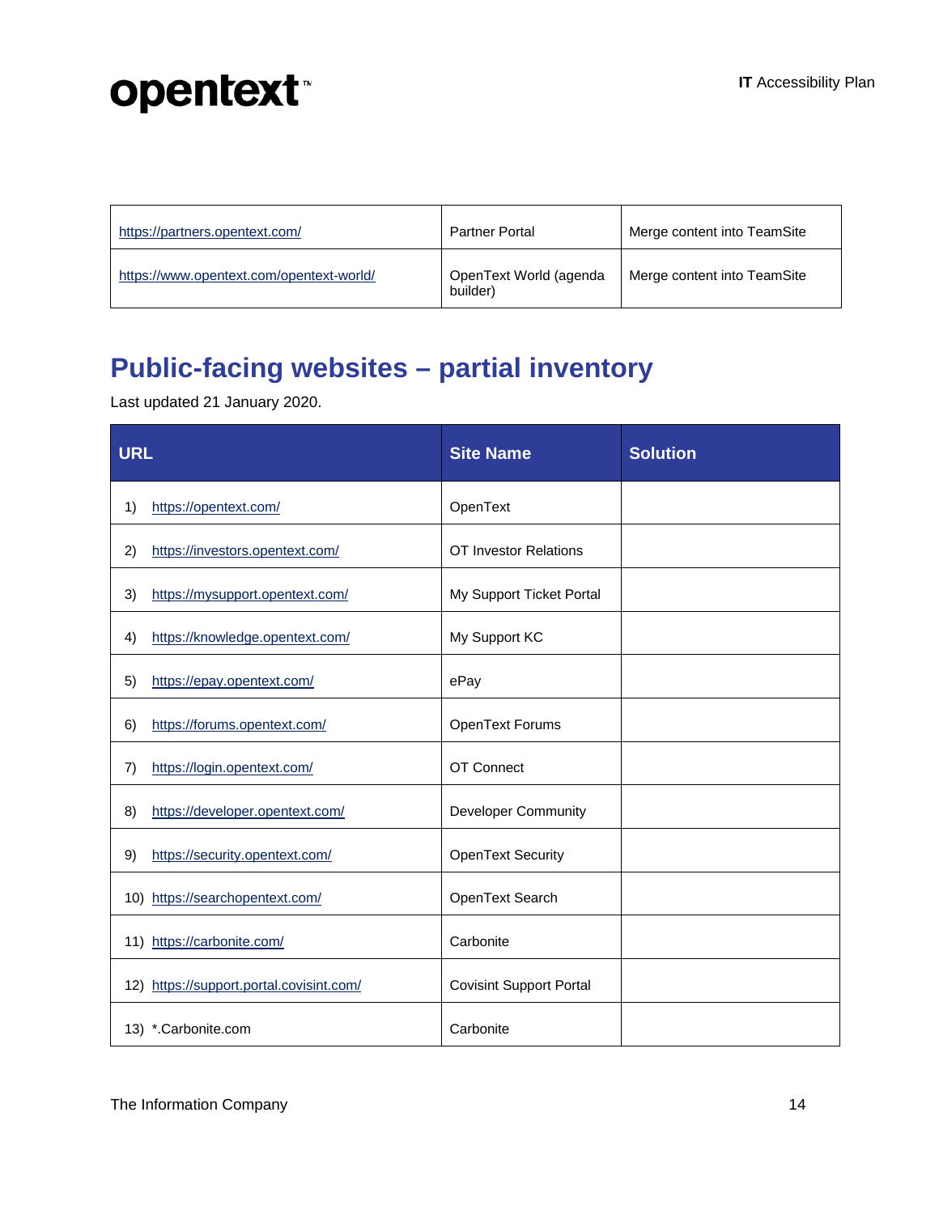| | | |
|---|---|---|
| https://partners.opentext.com/ | Partner Portal | Merge content into TeamSite |
| https://www.opentext.com/opentext-world/ | OpenText World (agenda builder) | Merge content into TeamSite |

## Public-facing websites – partial inventory

Last updated 21 January 2020.

| URL | Site Name | Solution |
|---|---|---|
| 1) https://opentext.com/ | OpenText | |
| 2) https://investors.opentext.com/ | OT Investor Relations | |
| 3) https://mysupport.opentext.com/ | My Support Ticket Portal | |
| 4) https://knowledge.opentext.com/ | My Support KC | |
| 5) https://epay.opentext.com/ | ePay | |
| 6) https://forums.opentext.com/ | OpenText Forums | |
| 7) https://login.opentext.com/ | OT Connect | |
| 8) https://developer.opentext.com/ | Developer Community | |
| 9) https://security.opentext.com/ | OpenText Security | |
| 10) https://searchopentext.com/ | OpenText Search | |
| 11) https://carbonite.com/ | Carbonite | |
| 12) https://support.portal.covisint.com/ | Covisint Support Portal | |
| 13) *.Carbonite.com | Carbonite | |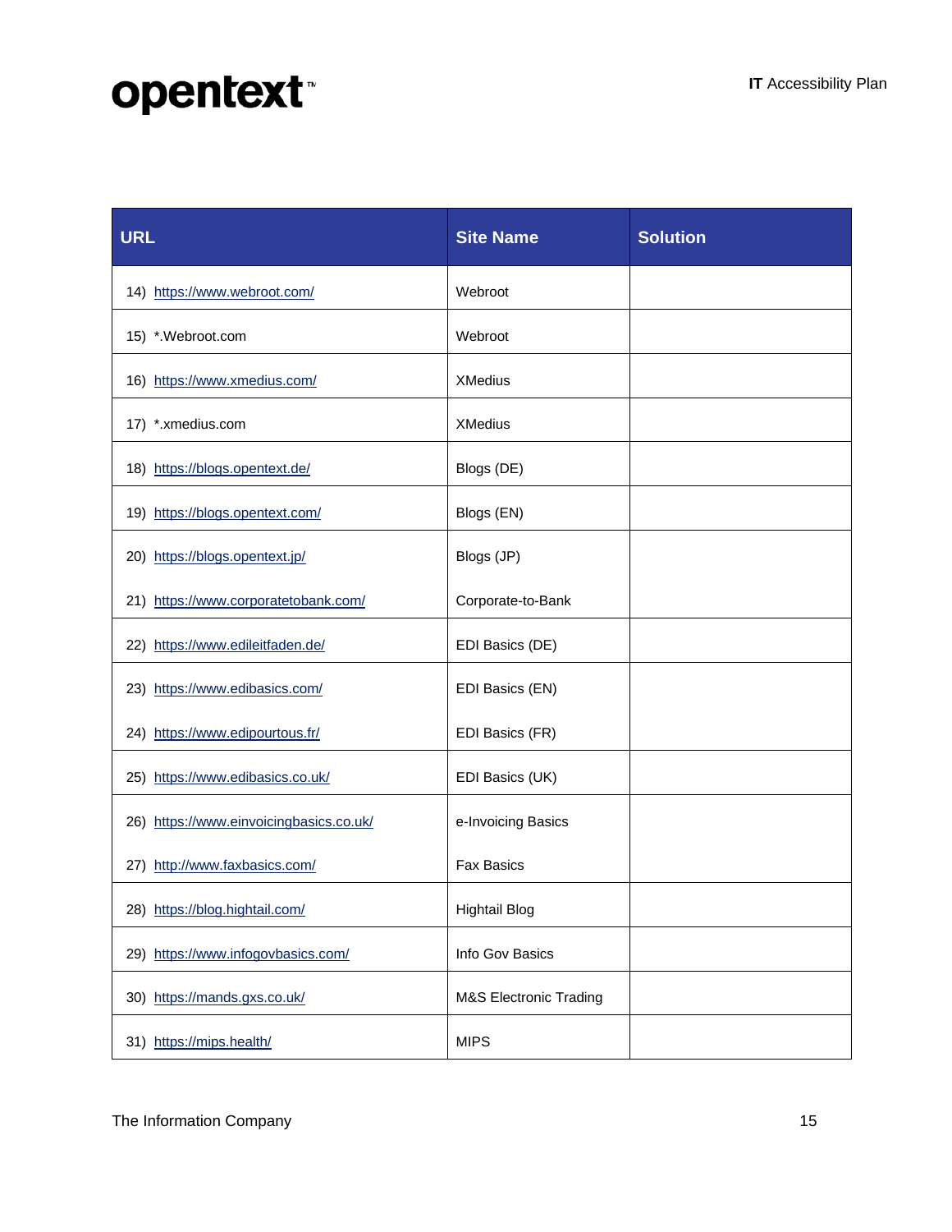| URL | Site Name | Solution |
|---|---|---|
| 14) https://www.webroot.com/ | Webroot | |
| 15) *.Webroot.com | Webroot | |
| 16) https://www.xmedius.com/ | XMedius | |
| 17) *.xmedius.com | XMedius | |
| 18) https://blogs.opentext.de/ | Blogs (DE) | |
| 19) https://blogs.opentext.com/ | Blogs (EN) | |
| 20) https://blogs.opentext.jp/ | Blogs (JP) | |
| 21) https://www.corporatetobank.com/ | Corporate-to-Bank | |
| 22) https://www.edileitfaden.de/ | EDI Basics (DE) | |
| 23) https://www.edibasics.com/ | EDI Basics (EN) | |
| 24) https://www.edipourtous.fr/ | EDI Basics (FR) | |
| 25) https://www.edibasics.co.uk/ | EDI Basics (UK) | |
| 26) https://www.einvoicingbasics.co.uk/ | e-Invoicing Basics | |
| 27) http://www.faxbasics.com/ | Fax Basics | |
| 28) https://blog.hightail.com/ | Hightail Blog | |
| 29) https://www.infogovbasics.com/ | Info Gov Basics | |
| 30) https://mands.gxs.co.uk/ | M&S Electronic Trading | |
| 31) https://mips.health/ | MIPS | |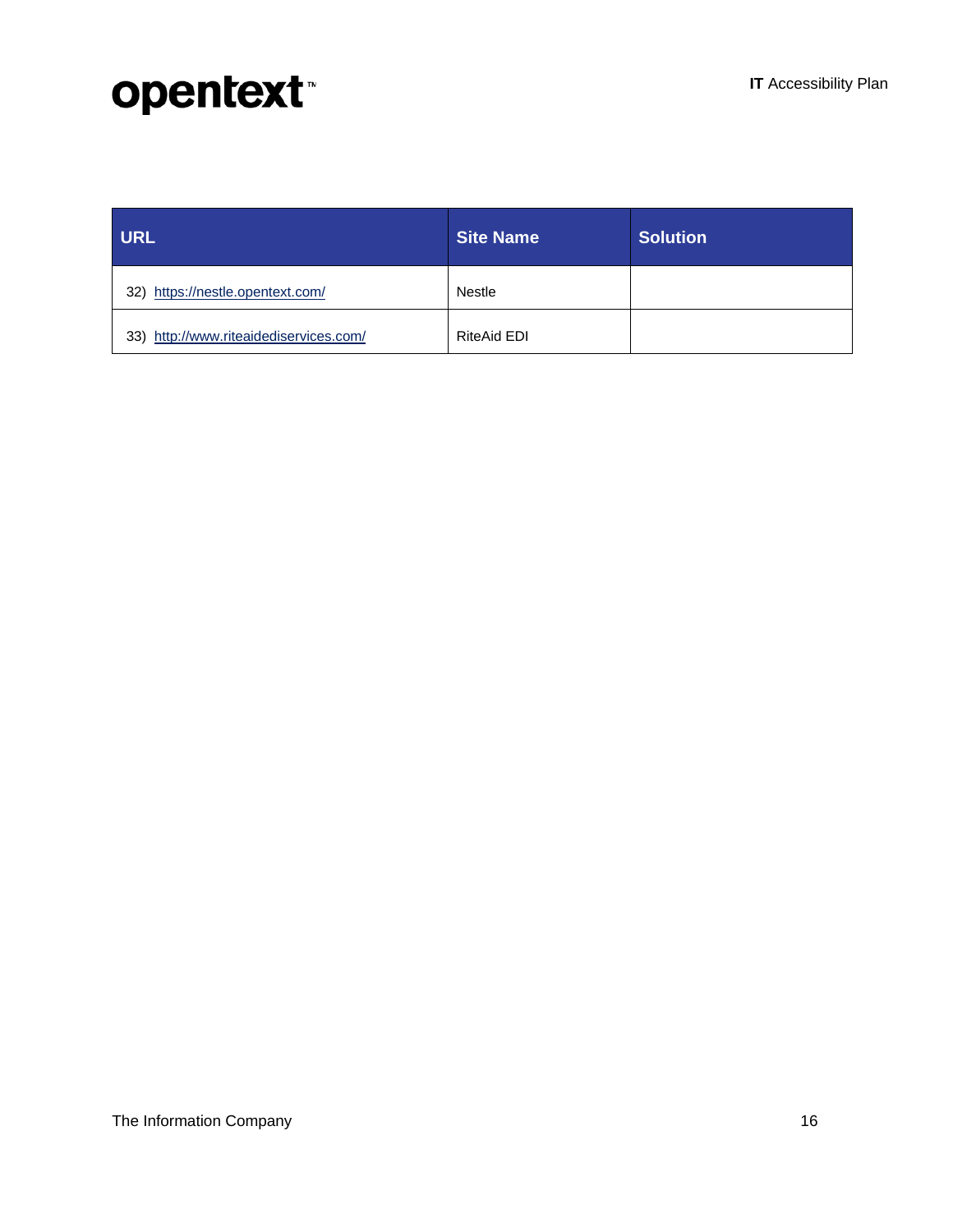| URL | Site Name | Solution |
| --- | --- | --- |
| 32) https://nestle.opentext.com/ | Nestle | |
| 33) http://www.riteaidediservices.com/ | RiteAid EDI | |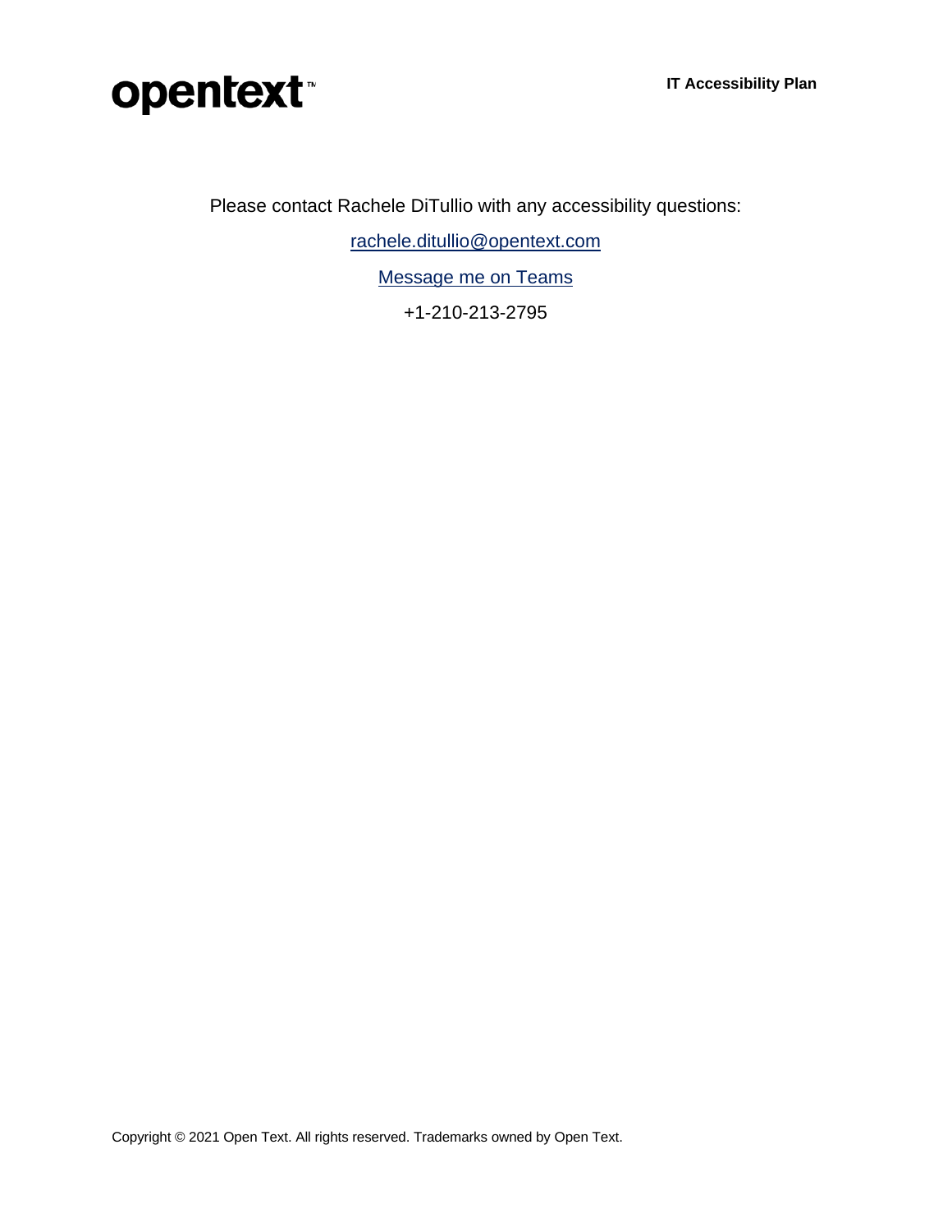Please contact Rachele DiTullio with any accessibility questions:

rachele.ditullio@opentext.com

Message me on Teams

+1-210-213-2795

Copyright © 2021 Open Text. All rights reserved. Trademarks owned by Open Text.